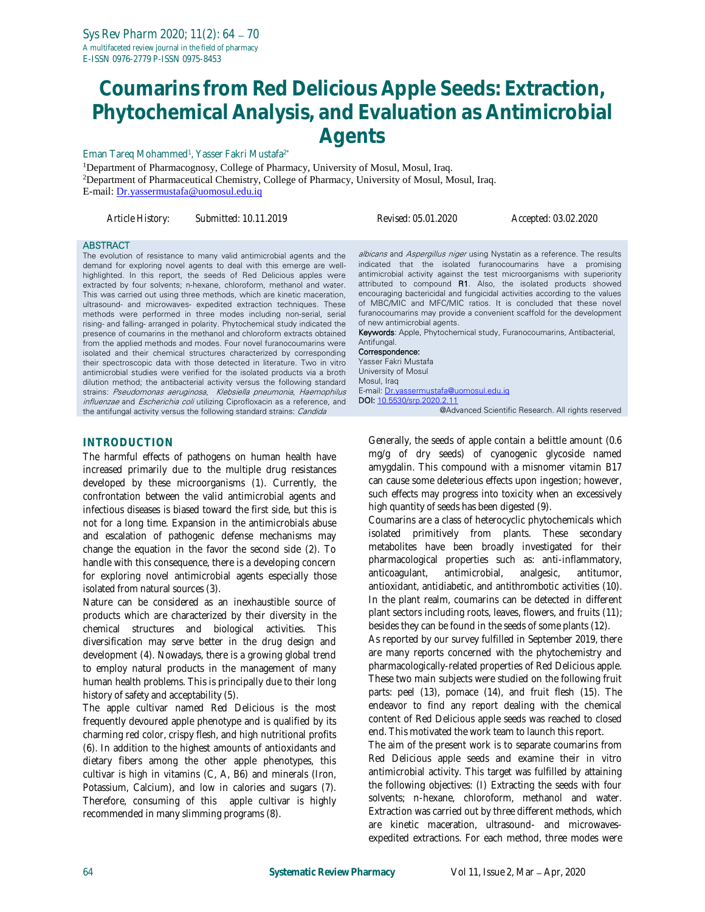# Coumarins from Red Delicious Apple Seeds: Extraction, Phytochemical Analysis, and Evaluation as Antimicrobial Agents

Eman Tareq Mohammed[1], Yasser Fakri Mustafa[2*]

[1]Department of Pharmacognosy, College of Pharmacy, University of Mosul, Mosul, Iraq.
[2]Department of Pharmaceutical Chemistry, College of Pharmacy, University of Mosul, Mosul, Iraq.
E-mail: Dr.yassermustafa@uomosul.edu.iq

Article History: Submitted: 10.11.2019 Revised: 05.01.2020 Accepted: 03.02.2020

## ABSTRACT

The evolution of resistance to many valid antimicrobial agents and the demand for exploring novel agents to deal with this emerge are well-highlighted. In this report, the seeds of Red Delicious apples were extracted by four solvents; n-hexane, chloroform, methanol and water. This was carried out using three methods, which are kinetic maceration, ultrasound- and microwaves- expedited extraction techniques. These methods were performed in three modes including non-serial, serial rising- and falling- arranged in polarity. Phytochemical study indicated the presence of coumarins in the methanol and chloroform extracts obtained from the applied methods and modes. Four novel furanocoumarins were isolated and their chemical structures characterized by corresponding their spectroscopic data with those detected in literature. Two in vitro antimicrobial studies were verified for the isolated products via a broth dilution method; the antibacterial activity versus the following standard strains: *Pseudomonas aeruginosa*, *Klebsiella pneumonia*, *Haemophilus influenzae* and *Escherichia coli* utilizing Ciprofloxacin as a reference, and the antifungal activity versus the following standard strains: *Candida albicans* and *Aspergillus niger* using Nystatin as a reference. The results indicated that the isolated furanocoumarins have a promising antimicrobial activity against the test microorganisms with superiority attributed to compound **R1**. Also, the isolated products showed encouraging bactericidal and fungicidal activities according to the values of MBC/MIC and MFC/MIC ratios. It is concluded that these novel furanocoumarins may provide a convenient scaffold for the development of new antimicrobial agents.

**Keywords**: Apple, Phytochemical study, Furanocoumarins, Antibacterial, Antifungal.

**Correspondence:**
Yasser Fakri Mustafa
University of Mosul
Mosul, Iraq
E-mail: Dr.yassermustafa@uomosul.edu.iq
**DOI:** 10.5530/srp.2020.2.11
@Advanced Scientific Research. All rights reserved

## INTRODUCTION

The harmful effects of pathogens on human health have increased primarily due to the multiple drug resistances developed by these microorganisms (1). Currently, the confrontation between the valid antimicrobial agents and infectious diseases is biased toward the first side, but this is not for a long time. Expansion in the antimicrobials abuse and escalation of pathogenic defense mechanisms may change the equation in the favor the second side (2). To handle with this consequence, there is a developing concern for exploring novel antimicrobial agents especially those isolated from natural sources (3).

Nature can be considered as an inexhaustible source of products which are characterized by their diversity in the chemical structures and biological activities. This diversification may serve better in the drug design and development (4). Nowadays, there is a growing global trend to employ natural products in the management of many human health problems. This is principally due to their long history of safety and acceptability (5).

The apple cultivar named Red Delicious is the most frequently devoured apple phenotype and is qualified by its charming red color, crispy flesh, and high nutritional profits (6). In addition to the highest amounts of antioxidants and dietary fibers among the other apple phenotypes, this cultivar is high in vitamins (C, A, B6) and minerals (Iron, Potassium, Calcium), and low in calories and sugars (7). Therefore, consuming of this apple cultivar is highly recommended in many slimming programs (8).

Generally, the seeds of apple contain a belittle amount (0.6 mg/g of dry seeds) of cyanogenic glycoside named amygdalin. This compound with a misnomer vitamin B17 can cause some deleterious effects upon ingestion; however, such effects may progress into toxicity when an excessively high quantity of seeds has been digested (9).

Coumarins are a class of heterocyclic phytochemicals which isolated primitively from plants. These secondary metabolites have been broadly investigated for their pharmacological properties such as: anti-inflammatory, anticoagulant, antimicrobial, analgesic, antitumor, antioxidant, antidiabetic, and antithrombotic activities (10). In the plant realm, coumarins can be detected in different plant sectors including roots, leaves, flowers, and fruits (11); besides they can be found in the seeds of some plants (12).

As reported by our survey fulfilled in September 2019, there are many reports concerned with the phytochemistry and pharmacologically-related properties of Red Delicious apple. These two main subjects were studied on the following fruit parts: peel (13), pomace (14), and fruit flesh (15). The endeavor to find any report dealing with the chemical content of Red Delicious apple seeds was reached to closed end. This motivated the work team to launch this report.

The aim of the present work is to separate coumarins from Red Delicious apple seeds and examine their in vitro antimicrobial activity. This target was fulfilled by attaining the following objectives: (I) Extracting the seeds with four solvents; n-hexane, chloroform, methanol and water. Extraction was carried out by three different methods, which are kinetic maceration, ultrasound- and microwaves-expedited extractions. For each method, three modes were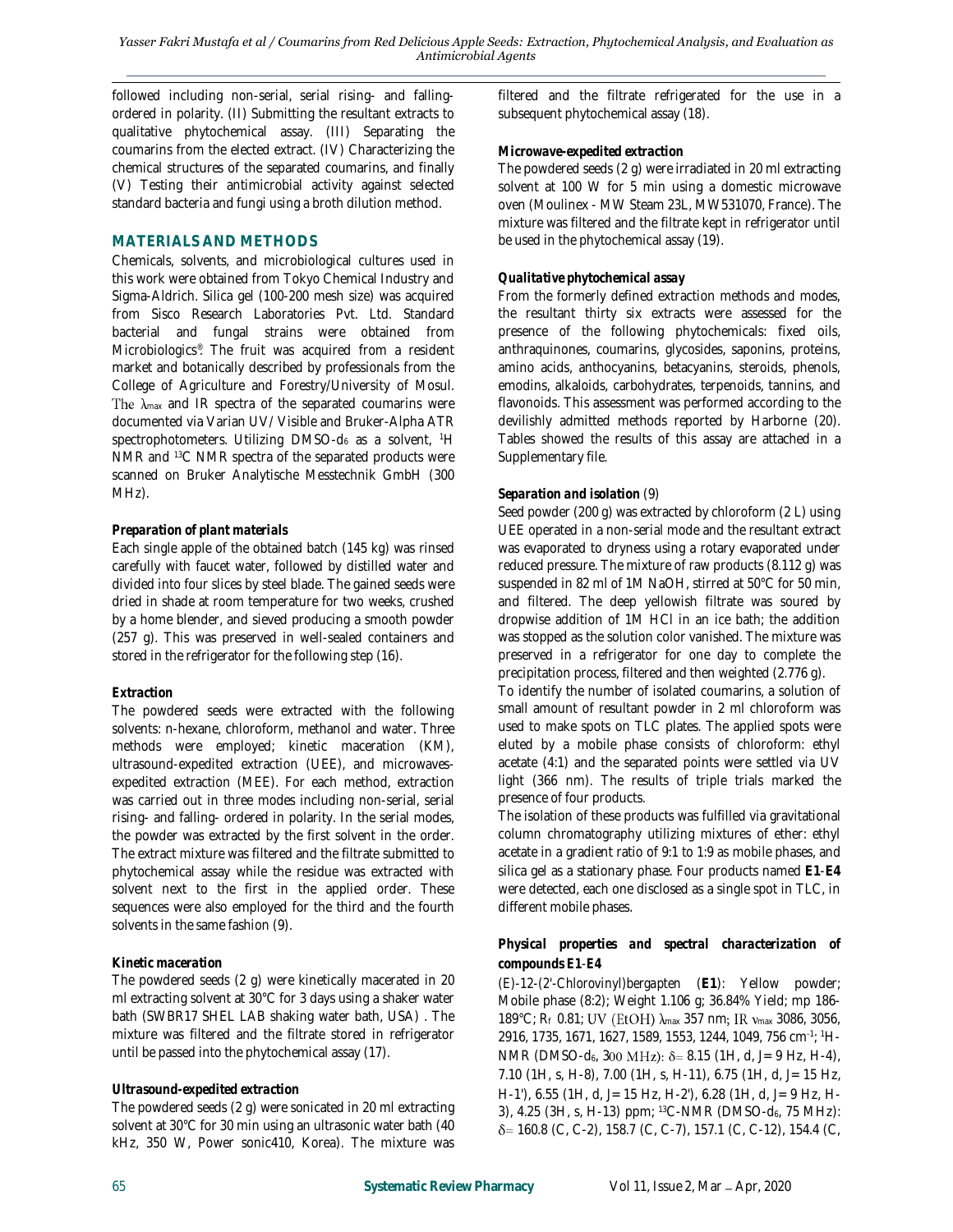followed including non-serial, serial rising- and falling-ordered in polarity. (II) Submitting the resultant extracts to qualitative phytochemical assay. (III) Separating the coumarins from the elected extract. (IV) Characterizing the chemical structures of the separated coumarins, and finally (V) Testing their antimicrobial activity against selected standard bacteria and fungi using a broth dilution method.

## MATERIALS AND METHODS

Chemicals, solvents, and microbiological cultures used in this work were obtained from Tokyo Chemical Industry and Sigma-Aldrich. Silica gel (100-200 mesh size) was acquired from Sisco Research Laboratories Pvt. Ltd. Standard bacterial and fungal strains were obtained from Microbiologics®. The fruit was acquired from a resident market and botanically described by professionals from the College of Agriculture and Forestry/University of Mosul. The $\lambda_{max}$ and IR spectra of the separated coumarins were documented via Varian UV/ Visible and Bruker-Alpha ATR spectrophotometers. Utilizing DMSO-$d_6$ as a solvent, $^1$H NMR and $^{13}$C NMR spectra of the separated products were scanned on Bruker Analytische Messtechnik GmbH (300 MHz).

### *Preparation of plant materials*

Each single apple of the obtained batch (145 kg) was rinsed carefully with faucet water, followed by distilled water and divided into four slices by steel blade. The gained seeds were dried in shade at room temperature for two weeks, crushed by a home blender, and sieved producing a smooth powder (257 g). This was preserved in well-sealed containers and stored in the refrigerator for the following step (16).

### *Extraction*

The powdered seeds were extracted with the following solvents: n-hexane, chloroform, methanol and water. Three methods were employed; kinetic maceration (KM), ultrasound-expedited extraction (UEE), and microwaves-expedited extraction (MEE). For each method, extraction was carried out in three modes including non-serial, serial rising- and falling- ordered in polarity. In the serial modes, the powder was extracted by the first solvent in the order. The extract mixture was filtered and the filtrate submitted to phytochemical assay while the residue was extracted with solvent next to the first in the applied order. These sequences were also employed for the third and the fourth solvents in the same fashion (9).

### *Kinetic maceration*

The powdered seeds (2 g) were kinetically macerated in 20 ml extracting solvent at 30°C for 3 days using a shaker water bath (SWBR17 SHEL LAB shaking water bath, USA) . The mixture was filtered and the filtrate stored in refrigerator until be passed into the phytochemical assay (17).

### *Ultrasound-expedited extraction*

The powdered seeds (2 g) were sonicated in 20 ml extracting solvent at 30°C for 30 min using an ultrasonic water bath (40 kHz, 350 W, Power sonic410, Korea). The mixture was filtered and the filtrate refrigerated for the use in a subsequent phytochemical assay (18).

### *Microwave-expedited extraction*

The powdered seeds (2 g) were irradiated in 20 ml extracting solvent at 100 W for 5 min using a domestic microwave oven (Moulinex - MW Steam 23L, MW531070, France). The mixture was filtered and the filtrate kept in refrigerator until be used in the phytochemical assay (19).

### *Qualitative phytochemical assay*

From the formerly defined extraction methods and modes, the resultant thirty six extracts were assessed for the presence of the following phytochemicals: fixed oils, anthraquinones, coumarins, glycosides, saponins, proteins, amino acids, anthocyanins, betacyanins, steroids, phenols, emodins, alkaloids, carbohydrates, terpenoids, tannins, and flavonoids. This assessment was performed according to the devilishly admitted methods reported by Harborne (20). Tables showed the results of this assay are attached in a Supplementary file.

### *Separation and isolation* (9)

Seed powder (200 g) was extracted by chloroform (2 L) using UEE operated in a non-serial mode and the resultant extract was evaporated to dryness using a rotary evaporated under reduced pressure. The mixture of raw products (8.112 g) was suspended in 82 ml of 1M NaOH, stirred at 50°C for 50 min, and filtered. The deep yellowish filtrate was soured by dropwise addition of 1M HCl in an ice bath; the addition was stopped as the solution color vanished. The mixture was preserved in a refrigerator for one day to complete the precipitation process, filtered and then weighted (2.776 g).

To identify the number of isolated coumarins, a solution of small amount of resultant powder in 2 ml chloroform was used to make spots on TLC plates. The applied spots were eluted by a mobile phase consists of chloroform: ethyl acetate (4:1) and the separated points were settled via UV light (366 nm). The results of triple trials marked the presence of four products.

The isolation of these products was fulfilled via gravitational column chromatography utilizing mixtures of ether: ethyl acetate in a gradient ratio of 9:1 to 1:9 as mobile phases, and silica gel as a stationary phase. Four products named **E1**-**E4** were detected, each one disclosed as a single spot in TLC, in different mobile phases.

### *Physical properties and spectral characterization of compounds E1-E4*

(*E*)-12-(2'-Chlorovinyl)bergapten (**E1**): Yellow powder; Mobile phase (8:2); Weight 1.106 g; 36.84% Yield; mp 186-189°C; $R_f$ 0.81; UV (EtOH) $\lambda_{max}$ 357 nm; IR $\nu_{max}$ 3086, 3056, 2916, 1735, 1671, 1627, 1589, 1553, 1244, 1049, 756 cm$^{-1}$; $^1$H-NMR (DMSO-$d_6$, 300 MHz): $\delta$= 8.15 (1H, d, J= 9 Hz, H-4), 7.10 (1H, s, H-8), 7.00 (1H, s, H-11), 6.75 (1H, d, J= 15 Hz, H-1'), 6.55 (1H, d, J= 15 Hz, H-2'), 6.28 (1H, d, J= 9 Hz, H-3), 4.25 (3H, s, H-13) ppm; $^{13}$C-NMR (DMSO-$d_6$, 75 MHz): $\delta$= 160.8 (C, C-2), 158.7 (C, C-7), 157.1 (C, C-12), 154.4 (C,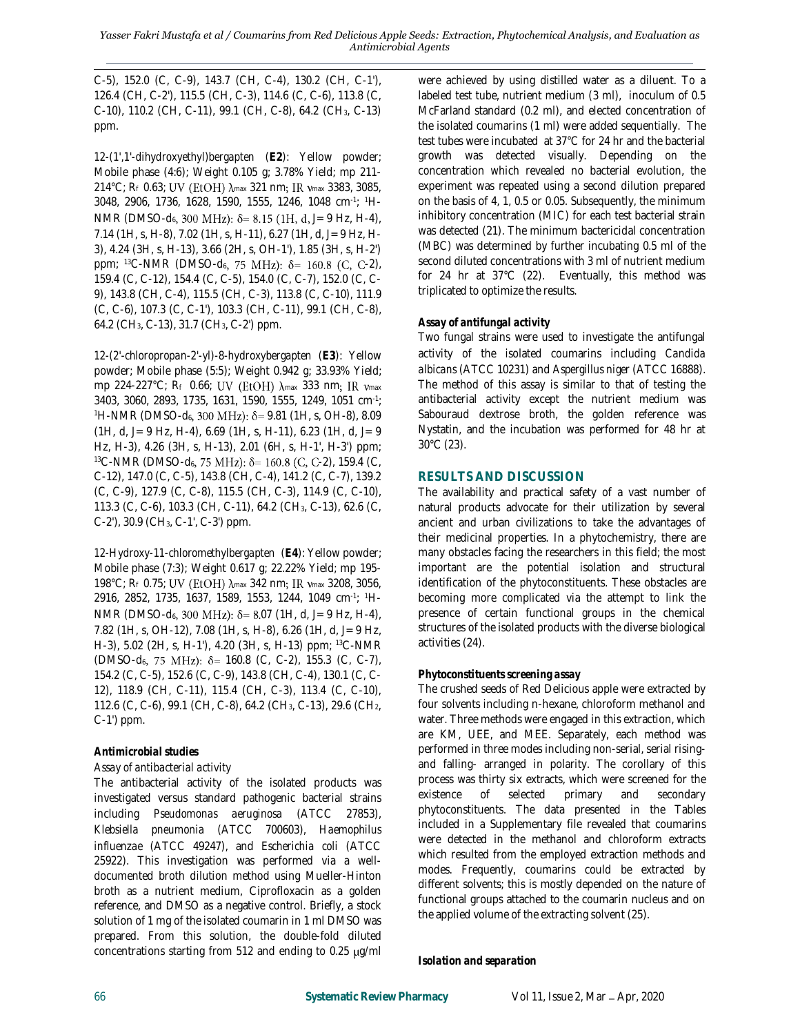C-5), 152.0 (C, C-9), 143.7 (CH, C-4), 130.2 (CH, C-1'), 126.4 (CH, C-2'), 115.5 (CH, C-3), 114.6 (C, C-6), 113.8 (C, C-10), 110.2 (CH, C-11), 99.1 (CH, C-8), 64.2 ($CH_3$, C-13) ppm.

12-(1',1'-dihydroxyethyl)bergapten (**E2**): Yellow powder; Mobile phase (4:6); Weight 0.105 g; 3.78% Yield; mp 211-214°C; $R_f$ 0.63; UV (EtOH) $\lambda_{max}$ 321 nm; IR $\nu_{max}$ 3383, 3085, 3048, 2906, 1736, 1628, 1590, 1555, 1246, 1048 $cm^{-1}$; $^1$H-NMR (DMSO-$d_6$, 300 MHz): $\delta$= 8.15 (1H, d, J= 9 Hz, H-4), 7.14 (1H, s, H-8), 7.02 (1H, s, H-11), 6.27 (1H, d, J= 9 Hz, H-3), 4.24 (3H, s, H-13), 3.66 (2H, s, OH-1'), 1.85 (3H, s, H-2') ppm; $^{13}$C-NMR (DMSO-$d_6$, 75 MHz): $\delta$= 160.8 (C, C-2), 159.4 (C, C-12), 154.4 (C, C-5), 154.0 (C, C-7), 152.0 (C, C-9), 143.8 (CH, C-4), 115.5 (CH, C-3), 113.8 (C, C-10), 111.9 (C, C-6), 107.3 (C, C-1'), 103.3 (CH, C-11), 99.1 (CH, C-8), 64.2 ($CH_3$, C-13), 31.7 ($CH_3$, C-2') ppm.

12-(2'-chloropropan-2'-yl)-8-hydroxybergapten (**E3**): Yellow powder; Mobile phase (5:5); Weight 0.942 g; 33.93% Yield; mp 224-227°C; $R_f$ 0.66; UV (EtOH) $\lambda_{max}$ 333 nm; IR $\nu_{max}$ 3403, 3060, 2893, 1735, 1631, 1590, 1555, 1249, 1051 $cm^{-1}$; $^1$H-NMR (DMSO-$d_6$, 300 MHz): $\delta$= 9.81 (1H, s, OH-8), 8.09 (1H, d, J= 9 Hz, H-4), 6.69 (1H, s, H-11), 6.23 (1H, d, J= 9 Hz, H-3), 4.26 (3H, s, H-13), 2.01 (6H, s, H-1', H-3') ppm; $^{13}$C-NMR (DMSO-$d_6$, 75 MHz): $\delta$= 160.8 (C, C-2), 159.4 (C, C-12), 147.0 (C, C-5), 143.8 (CH, C-4), 141.2 (C, C-7), 139.2 (C, C-9), 127.9 (C, C-8), 115.5 (CH, C-3), 114.9 (C, C-10), 113.3 (C, C-6), 103.3 (CH, C-11), 64.2 ($CH_3$, C-13), 62.6 (C, C-2'), 30.9 ($CH_3$, C-1', C-3') ppm.

12-Hydroxy-11-chloromethylbergapten (**E4**): Yellow powder; Mobile phase (7:3); Weight 0.617 g; 22.22% Yield; mp 195-198°C; $R_f$ 0.75; UV (EtOH) $\lambda_{max}$ 342 nm; IR $\nu_{max}$ 3208, 3056, 2916, 2852, 1735, 1637, 1589, 1553, 1244, 1049 $cm^{-1}$; $^1$H-NMR (DMSO-$d_6$, 300 MHz): $\delta$= 8.07 (1H, d, J= 9 Hz, H-4), 7.82 (1H, s, OH-12), 7.08 (1H, s, H-8), 6.26 (1H, d, J= 9 Hz, H-3), 5.02 (2H, s, H-1'), 4.20 (3H, s, H-13) ppm; $^{13}$C-NMR (DMSO-$d_6$, 75 MHz): $\delta$= 160.8 (C, C-2), 155.3 (C, C-7), 154.2 (C, C-5), 152.6 (C, C-9), 143.8 (CH, C-4), 130.1 (C, C-12), 118.9 (CH, C-11), 115.4 (CH, C-3), 113.4 (C, C-10), 112.6 (C, C-6), 99.1 (CH, C-8), 64.2 ($CH_3$, C-13), 29.6 ($CH_2$, C-1') ppm.

#### Antimicrobial studies

*Assay of antibacterial activity*

The antibacterial activity of the isolated products was investigated versus standard pathogenic bacterial strains including *Pseudomonas aeruginosa* (ATCC 27853), *Klebsiella pneumonia* (ATCC 700603), *Haemophilus influenzae* (ATCC 49247), and *Escherichia coli* (ATCC 25922). This investigation was performed via a well-documented broth dilution method using Mueller-Hinton broth as a nutrient medium, Ciprofloxacin as a golden reference, and DMSO as a negative control. Briefly, a stock solution of 1 mg of the isolated coumarin in 1 ml DMSO was prepared. From this solution, the double-fold diluted concentrations starting from 512 and ending to 0.25 μg/ml were achieved by using distilled water as a diluent. To a labeled test tube, nutrient medium (3 ml), inoculum of 0.5 McFarland standard (0.2 ml), and elected concentration of the isolated coumarins (1 ml) were added sequentially. The test tubes were incubated at 37°C for 24 hr and the bacterial growth was detected visually. Depending on the concentration which revealed no bacterial evolution, the experiment was repeated using a second dilution prepared on the basis of 4, 1, 0.5 or 0.05. Subsequently, the minimum inhibitory concentration (MIC) for each test bacterial strain was detected (21). The minimum bactericidal concentration (MBC) was determined by further incubating 0.5 ml of the second diluted concentrations with 3 ml of nutrient medium for 24 hr at 37°C (22). Eventually, this method was triplicated to optimize the results.

*Assay of antifungal activity*

Two fungal strains were used to investigate the antifungal activity of the isolated coumarins including *Candida albicans* (ATCC 10231) and *Aspergillus niger* (ATCC 16888). The method of this assay is similar to that of testing the antibacterial activity except the nutrient medium was Sabouraud dextrose broth, the golden reference was Nystatin, and the incubation was performed for 48 hr at 30°C (23).

## RESULTS AND DISCUSSION

The availability and practical safety of a vast number of natural products advocate for their utilization by several ancient and urban civilizations to take the advantages of their medicinal properties. In a phytochemistry, there are many obstacles facing the researchers in this field; the most important are the potential isolation and structural identification of the phytoconstituents. These obstacles are becoming more complicated via the attempt to link the presence of certain functional groups in the chemical structures of the isolated products with the diverse biological activities (24).

#### Phytoconstituents screening assay

The crushed seeds of Red Delicious apple were extracted by four solvents including n-hexane, chloroform methanol and water. Three methods were engaged in this extraction, which are KM, UEE, and MEE. Separately, each method was performed in three modes including non-serial, serial rising- and falling- arranged in polarity. The corollary of this process was thirty six extracts, which were screened for the existence of selected primary and secondary phytoconstituents. The data presented in the Tables included in a Supplementary file revealed that coumarins were detected in the methanol and chloroform extracts which resulted from the employed extraction methods and modes. Frequently, coumarins could be extracted by different solvents; this is mostly depended on the nature of functional groups attached to the coumarin nucleus and on the applied volume of the extracting solvent (25).

#### Isolation and separation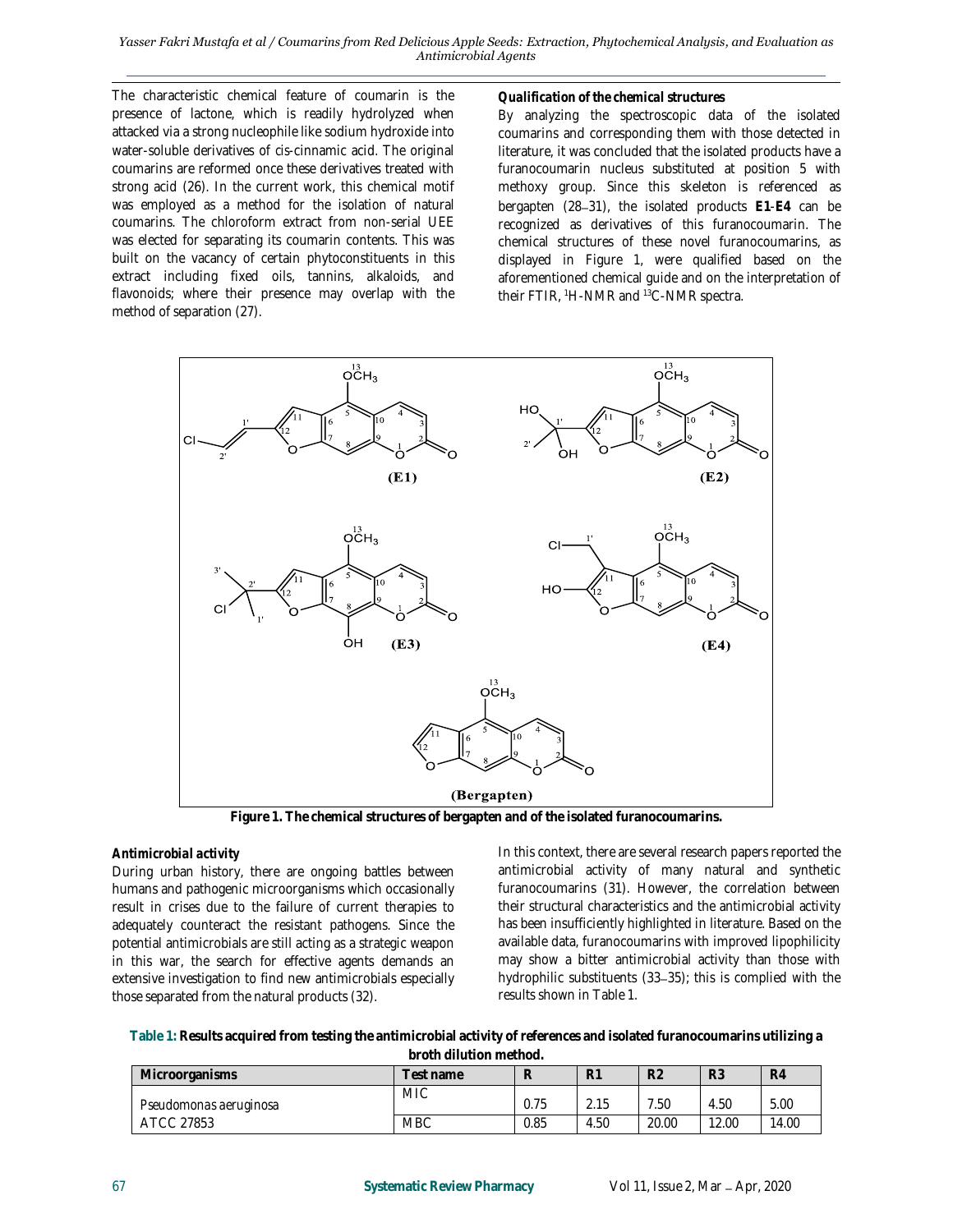The characteristic chemical feature of coumarin is the presence of lactone, which is readily hydrolyzed when attacked via a strong nucleophile like sodium hydroxide into water-soluble derivatives of cis-cinnamic acid. The original coumarins are reformed once these derivatives treated with strong acid (26). In the current work, this chemical motif was employed as a method for the isolation of natural coumarins. The chloroform extract from non-serial UEE was elected for separating its coumarin contents. This was built on the vacancy of certain phytoconstituents in this extract including fixed oils, tannins, alkaloids, and flavonoids; where their presence may overlap with the method of separation (27).

***Qualification of the chemical structures***

By analyzing the spectroscopic data of the isolated coumarins and corresponding them with those detected in literature, it was concluded that the isolated products have a furanocoumarin nucleus substituted at position 5 with methoxy group. Since this skeleton is referenced as bergapten (28–31), the isolated products **E1**-**E4** can be recognized as derivatives of this furanocoumarin. The chemical structures of these novel furanocoumarins, as displayed in Figure 1, were qualified based on the aforementioned chemical guide and on the interpretation of their FTIR, $^{1}H$-NMR and $^{13}C$-NMR spectra.

**Figure 1. The chemical structures of bergapten and of the isolated furanocoumarins.**

***Antimicrobial activity***

During urban history, there are ongoing battles between humans and pathogenic microorganisms which occasionally result in crises due to the failure of current therapies to adequately counteract the resistant pathogens. Since the potential antimicrobials are still acting as a strategic weapon in this war, the search for effective agents demands an extensive investigation to find new antimicrobials especially those separated from the natural products (32).

In this context, there are several research papers reported the antimicrobial activity of many natural and synthetic furanocoumarins (31). However, the correlation between their structural characteristics and the antimicrobial activity has been insufficiently highlighted in literature. Based on the available data, furanocoumarins with improved lipophilicity may show a bitter antimicrobial activity than those with hydrophilic substituents (33–35); this is complied with the results shown in Table 1.

**Table 1: Results acquired from testing the antimicrobial activity of references and isolated furanocoumarins utilizing a broth dilution method.**

| Microorganisms | Test name | R | R1 | R2 | R3 | R4 |
|---|---|---|---|---|---|---|
| *Pseudomonas aeruginosa* ATCC 27853 | MIC | 0.75 | 2.15 | 7.50 | 4.50 | 5.00 |
| | MBC | 0.85 | 4.50 | 20.00 | 12.00 | 14.00 |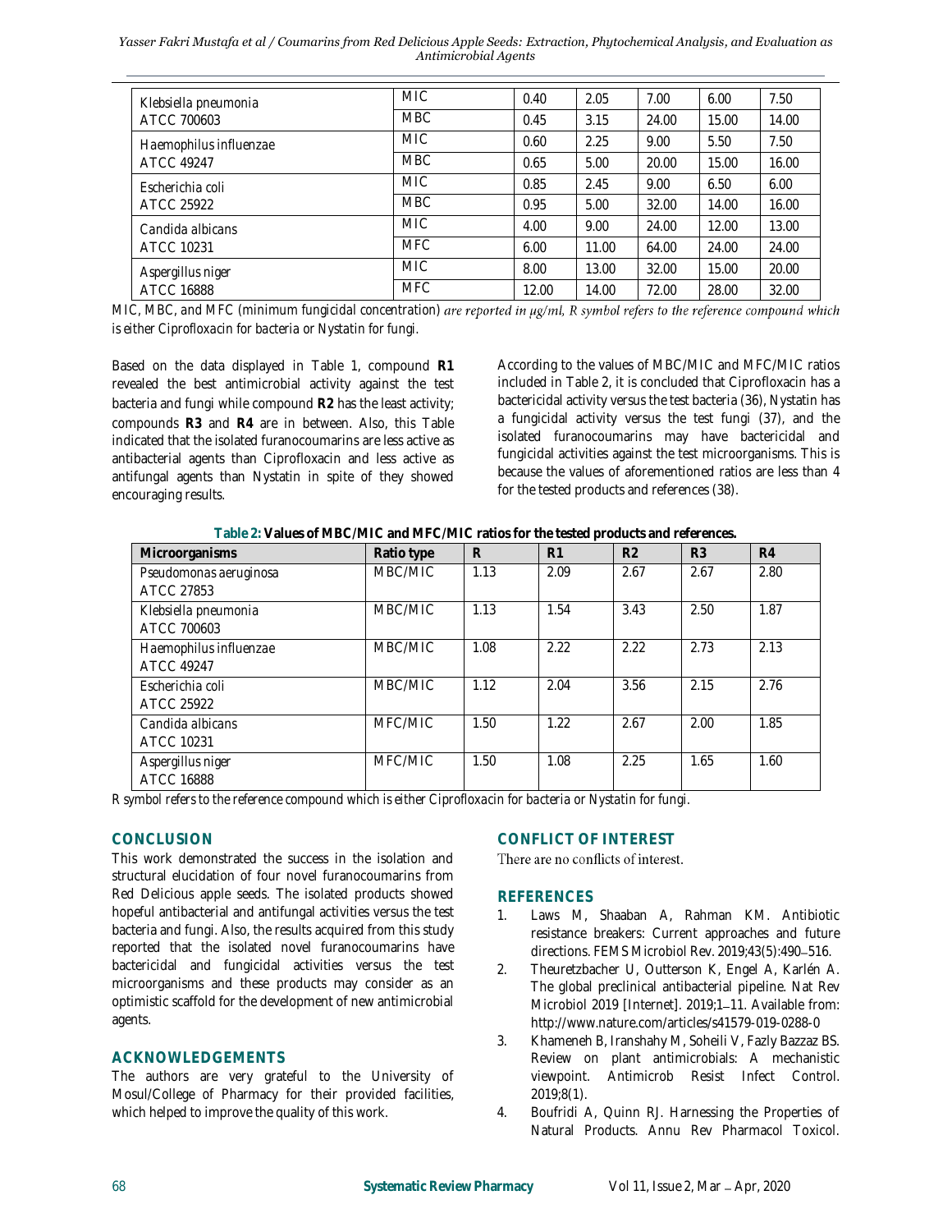| Klebsiella pneumonia ATCC 700603 | MIC | 0.40 | 2.05 | 7.00 | 6.00 | 7.50 |
|---|---|---|---|---|---|---|
| | MBC | 0.45 | 3.15 | 24.00 | 15.00 | 14.00 |
| Haemophilus influenzae ATCC 49247 | MIC | 0.60 | 2.25 | 9.00 | 5.50 | 7.50 |
| | MBC | 0.65 | 5.00 | 20.00 | 15.00 | 16.00 |
| Escherichia coli ATCC 25922 | MIC | 0.85 | 2.45 | 9.00 | 6.50 | 6.00 |
| | MBC | 0.95 | 5.00 | 32.00 | 14.00 | 16.00 |
| Candida albicans ATCC 10231 | MIC | 4.00 | 9.00 | 24.00 | 12.00 | 13.00 |
| | MFC | 6.00 | 11.00 | 64.00 | 24.00 | 24.00 |
| Aspergillus niger ATCC 16888 | MIC | 8.00 | 13.00 | 32.00 | 15.00 | 20.00 |
| | MFC | 12.00 | 14.00 | 72.00 | 28.00 | 32.00 |

*MIC, MBC, and MFC (minimum fungicidal concentration) are reported in μg/ml, R symbol refers to the reference compound which is either Ciprofloxacin for bacteria or Nystatin for fungi.*

Based on the data displayed in Table 1, compound **R1** revealed the best antimicrobial activity against the test bacteria and fungi while compound **R2** has the least activity; compounds **R3** and **R4** are in between. Also, this Table indicated that the isolated furanocoumarins are less active as antibacterial agents than Ciprofloxacin and less active as antifungal agents than Nystatin in spite of they showed encouraging results.

According to the values of MBC/MIC and MFC/MIC ratios included in Table 2, it is concluded that Ciprofloxacin has a bactericidal activity versus the test bacteria (36), Nystatin has a fungicidal activity versus the test fungi (37), and the isolated furanocoumarins may have bactericidal and fungicidal activities against the test microorganisms. This is because the values of aforementioned ratios are less than 4 for the tested products and references (38).

**Table 2: Values of MBC/MIC and MFC/MIC ratios for the tested products and references.**

| Microorganisms | Ratio type | R | R1 | R2 | R3 | R4 |
|---|---|---|---|---|---|---|
| Pseudomonas aeruginosa ATCC 27853 | MBC/MIC | 1.13 | 2.09 | 2.67 | 2.67 | 2.80 |
| Klebsiella pneumonia ATCC 700603 | MBC/MIC | 1.13 | 1.54 | 3.43 | 2.50 | 1.87 |
| Haemophilus influenzae ATCC 49247 | MBC/MIC | 1.08 | 2.22 | 2.22 | 2.73 | 2.13 |
| Escherichia coli ATCC 25922 | MBC/MIC | 1.12 | 2.04 | 3.56 | 2.15 | 2.76 |
| Candida albicans ATCC 10231 | MFC/MIC | 1.50 | 1.22 | 2.67 | 2.00 | 1.85 |
| Aspergillus niger ATCC 16888 | MFC/MIC | 1.50 | 1.08 | 2.25 | 1.65 | 1.60 |

*R symbol refers to the reference compound which is either Ciprofloxacin for bacteria or Nystatin for fungi.*

## CONCLUSION

This work demonstrated the success in the isolation and structural elucidation of four novel furanocoumarins from Red Delicious apple seeds. The isolated products showed hopeful antibacterial and antifungal activities versus the test bacteria and fungi. Also, the results acquired from this study reported that the isolated novel furanocoumarins have bactericidal and fungicidal activities versus the test microorganisms and these products may consider as an optimistic scaffold for the development of new antimicrobial agents.

## ACKNOWLEDGEMENTS

The authors are very grateful to the University of Mosul/College of Pharmacy for their provided facilities, which helped to improve the quality of this work.

## CONFLICT OF INTEREST

There are no conflicts of interest.

## REFERENCES

1. Laws M, Shaaban A, Rahman KM. Antibiotic resistance breakers: Current approaches and future directions. FEMS Microbiol Rev. 2019;43(5):490–516.
2. Theuretzbacher U, Outterson K, Engel A, Karlén A. The global preclinical antibacterial pipeline. Nat Rev Microbiol 2019 [Internet]. 2019;1–11. Available from: http://www.nature.com/articles/s41579-019-0288-0
3. Khameneh B, Iranshahy M, Soheili V, Fazly Bazzaz BS. Review on plant antimicrobials: A mechanistic viewpoint. Antimicrob Resist Infect Control. 2019;8(1).
4. Boufridi A, Quinn RJ. Harnessing the Properties of Natural Products. Annu Rev Pharmacol Toxicol.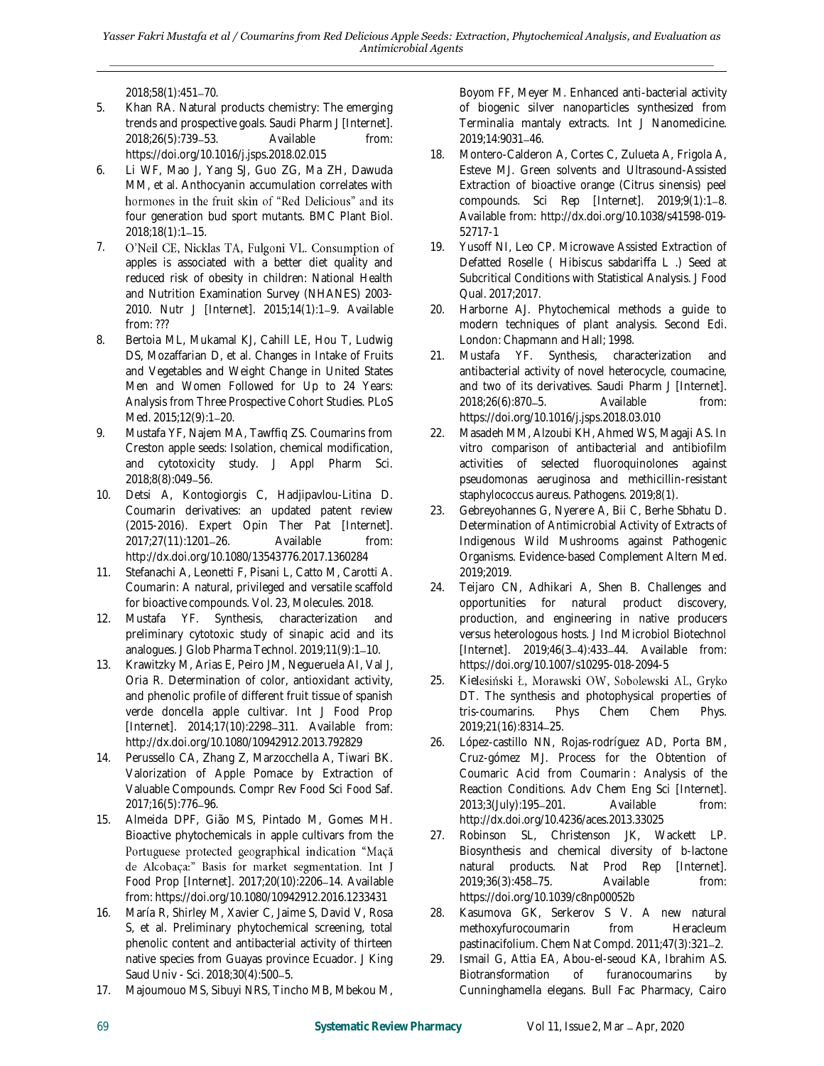2018;58(1):451–70.

5. Khan RA. Natural products chemistry: The emerging trends and prospective goals. Saudi Pharm J [Internet]. 2018;26(5):739–53. Available from: https://doi.org/10.1016/j.jsps.2018.02.015
6. Li WF, Mao J, Yang SJ, Guo ZG, Ma ZH, Dawuda MM, et al. Anthocyanin accumulation correlates with hormones in the fruit skin of "Red Delicious" and its four generation bud sport mutants. BMC Plant Biol. 2018;18(1):1–15.
7. O'Neil CE, Nicklas TA, Fulgoni VL. Consumption of apples is associated with a better diet quality and reduced risk of obesity in children: National Health and Nutrition Examination Survey (NHANES) 2003-2010. Nutr J [Internet]. 2015;14(1):1–9. Available from: ???
8. Bertoia ML, Mukamal KJ, Cahill LE, Hou T, Ludwig DS, Mozaffarian D, et al. Changes in Intake of Fruits and Vegetables and Weight Change in United States Men and Women Followed for Up to 24 Years: Analysis from Three Prospective Cohort Studies. PLoS Med. 2015;12(9):1–20.
9. Mustafa YF, Najem MA, Tawffiq ZS. Coumarins from Creston apple seeds: Isolation, chemical modification, and cytotoxicity study. J Appl Pharm Sci. 2018;8(8):049–56.
10. Detsi A, Kontogiorgis C, Hadjipavlou-Litina D. Coumarin derivatives: an updated patent review (2015-2016). Expert Opin Ther Pat [Internet]. 2017;27(11):1201–26. Available from: http://dx.doi.org/10.1080/13543776.2017.1360284
11. Stefanachi A, Leonetti F, Pisani L, Catto M, Carotti A. Coumarin: A natural, privileged and versatile scaffold for bioactive compounds. Vol. 23, Molecules. 2018.
12. Mustafa YF. Synthesis, characterization and preliminary cytotoxic study of sinapic acid and its analogues. J Glob Pharma Technol. 2019;11(9):1–10.
13. Krawitzky M, Arias E, Peiro JM, Negueruela AI, Val J, Oria R. Determination of color, antioxidant activity, and phenolic profile of different fruit tissue of spanish verde doncella apple cultivar. Int J Food Prop [Internet]. 2014;17(10):2298–311. Available from: http://dx.doi.org/10.1080/10942912.2013.792829
14. Perussello CA, Zhang Z, Marzocchella A, Tiwari BK. Valorization of Apple Pomace by Extraction of Valuable Compounds. Compr Rev Food Sci Food Saf. 2017;16(5):776–96.
15. Almeida DPF, Gião MS, Pintado M, Gomes MH. Bioactive phytochemicals in apple cultivars from the Portuguese protected geographical indication "Maçã de Alcobaça:" Basis for market segmentation. Int J Food Prop [Internet]. 2017;20(10):2206–14. Available from: https://doi.org/10.1080/10942912.2016.1233431
16. María R, Shirley M, Xavier C, Jaime S, David V, Rosa S, et al. Preliminary phytochemical screening, total phenolic content and antibacterial activity of thirteen native species from Guayas province Ecuador. J King Saud Univ - Sci. 2018;30(4):500–5.
17. Majoumouo MS, Sibuyi NRS, Tincho MB, Mbekou M, Boyom FF, Meyer M. Enhanced anti-bacterial activity of biogenic silver nanoparticles synthesized from Terminalia mantaly extracts. Int J Nanomedicine. 2019;14:9031–46.
18. Montero-Calderon A, Cortes C, Zulueta A, Frigola A, Esteve MJ. Green solvents and Ultrasound-Assisted Extraction of bioactive orange (Citrus sinensis) peel compounds. Sci Rep [Internet]. 2019;9(1):1–8. Available from: http://dx.doi.org/10.1038/s41598-019-52717-1
19. Yusoff NI, Leo CP. Microwave Assisted Extraction of Defatted Roselle ( Hibiscus sabdariffa L .) Seed at Subcritical Conditions with Statistical Analysis. J Food Qual. 2017;2017.
20. Harborne AJ. Phytochemical methods a guide to modern techniques of plant analysis. Second Edi. London: Chapmann and Hall; 1998.
21. Mustafa YF. Synthesis, characterization and antibacterial activity of novel heterocycle, coumacine, and two of its derivatives. Saudi Pharm J [Internet]. 2018;26(6):870–5. Available from: https://doi.org/10.1016/j.jsps.2018.03.010
22. Masadeh MM, Alzoubi KH, Ahmed WS, Magaji AS. In vitro comparison of antibacterial and antibiofilm activities of selected fluoroquinolones against pseudomonas aeruginosa and methicillin-resistant staphylococcus aureus. Pathogens. 2019;8(1).
23. Gebreyohannes G, Nyerere A, Bii C, Berhe Sbhatu D. Determination of Antimicrobial Activity of Extracts of Indigenous Wild Mushrooms against Pathogenic Organisms. Evidence-based Complement Altern Med. 2019;2019.
24. Teijaro CN, Adhikari A, Shen B. Challenges and opportunities for natural product discovery, production, and engineering in native producers versus heterologous hosts. J Ind Microbiol Biotechnol [Internet]. 2019;46(3–4):433–44. Available from: https://doi.org/10.1007/s10295-018-2094-5
25. Kielesiński Ł, Morawski OW, Sobolewski AL, Gryko DT. The synthesis and photophysical properties of tris-coumarins. Phys Chem Chem Phys. 2019;21(16):8314–25.
26. López-castillo NN, Rojas-rodríguez AD, Porta BM, Cruz-gómez MJ. Process for the Obtention of Coumaric Acid from Coumarin : Analysis of the Reaction Conditions. Adv Chem Eng Sci [Internet]. 2013;3(July):195–201. Available from: http://dx.doi.org/10.4236/aces.2013.33025
27. Robinson SL, Christenson JK, Wackett LP. Biosynthesis and chemical diversity of b-lactone natural products. Nat Prod Rep [Internet]. 2019;36(3):458–75. Available from: https://doi.org/10.1039/c8np00052b
28. Kasumova GK, Serkerov S V. A new natural methoxyfurocoumarin from Heracleum pastinacifolium. Chem Nat Compd. 2011;47(3):321–2.
29. Ismail G, Attia EA, Abou-el-seoud KA, Ibrahim AS. Biotransformation of furanocoumarins by Cunninghamella elegans. Bull Fac Pharmacy, Cairo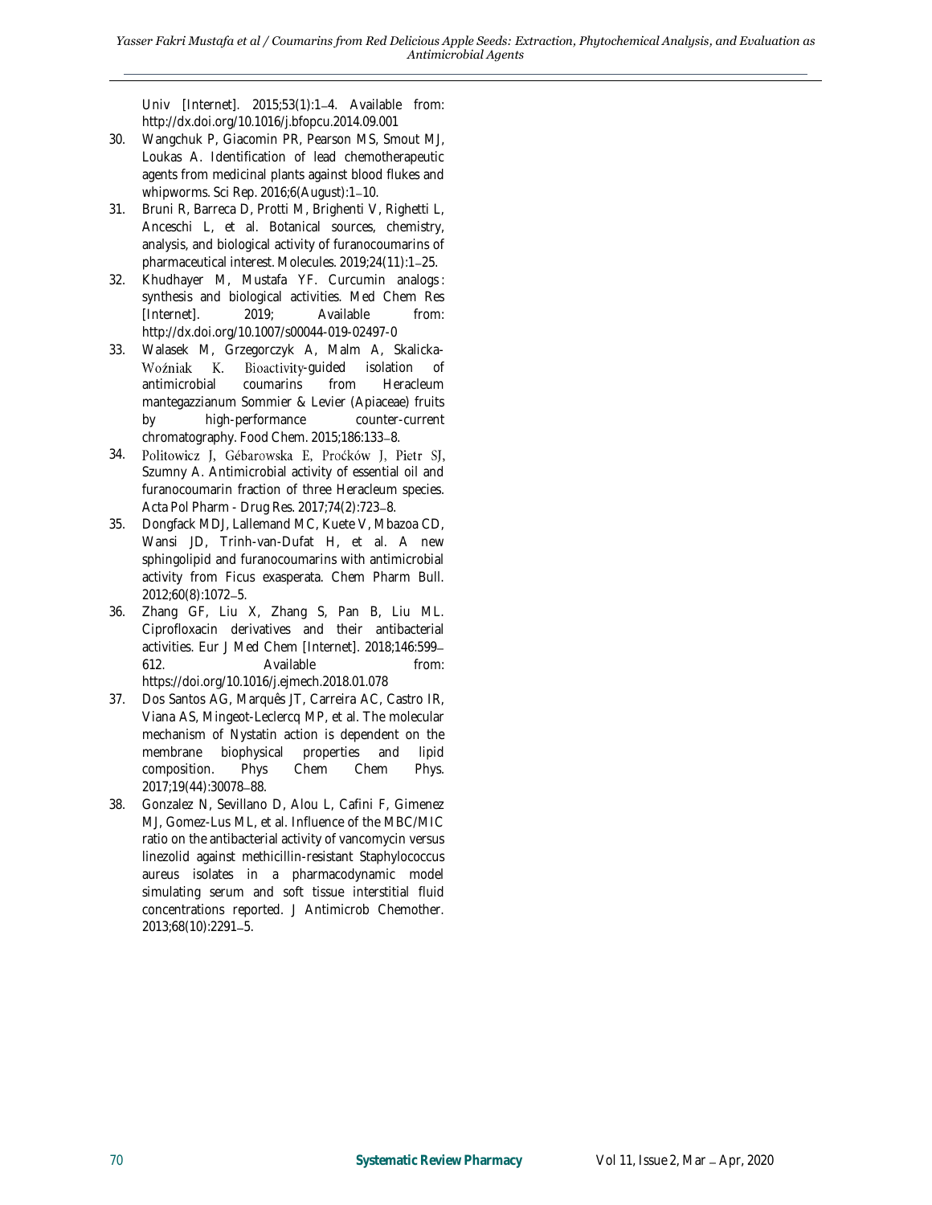Univ [Internet]. 2015;53(1):1‒4. Available from: http://dx.doi.org/10.1016/j.bfopcu.2014.09.001

30. Wangchuk P, Giacomin PR, Pearson MS, Smout MJ, Loukas A. Identification of lead chemotherapeutic agents from medicinal plants against blood flukes and whipworms. Sci Rep. 2016;6(August):1‒10.
31. Bruni R, Barreca D, Protti M, Brighenti V, Righetti L, Anceschi L, et al. Botanical sources, chemistry, analysis, and biological activity of furanocoumarins of pharmaceutical interest. Molecules. 2019;24(11):1‒25.
32. Khudhayer M, Mustafa YF. Curcumin analogs : synthesis and biological activities. Med Chem Res [Internet]. 2019; Available from: http://dx.doi.org/10.1007/s00044-019-02497-0
33. Walasek M, Grzegorczyk A, Malm A, Skalicka-Woźniak K. Bioactivity-guided isolation of antimicrobial coumarins from Heracleum mantegazzianum Sommier & Levier (Apiaceae) fruits by high-performance counter-current chromatography. Food Chem. 2015;186:133‒8.
34. Politowicz J, Gébarowska E, Proćków J, Pietr SJ, Szumny A. Antimicrobial activity of essential oil and furanocoumarin fraction of three Heracleum species. Acta Pol Pharm - Drug Res. 2017;74(2):723‒8.
35. Dongfack MDJ, Lallemand MC, Kuete V, Mbazoa CD, Wansi JD, Trinh-van-Dufat H, et al. A new sphingolipid and furanocoumarins with antimicrobial activity from Ficus exasperata. Chem Pharm Bull. 2012;60(8):1072‒5.
36. Zhang GF, Liu X, Zhang S, Pan B, Liu ML. Ciprofloxacin derivatives and their antibacterial activities. Eur J Med Chem [Internet]. 2018;146:599‒612. Available from: https://doi.org/10.1016/j.ejmech.2018.01.078
37. Dos Santos AG, Marquês JT, Carreira AC, Castro IR, Viana AS, Mingeot-Leclercq MP, et al. The molecular mechanism of Nystatin action is dependent on the membrane biophysical properties and lipid composition. Phys Chem Chem Phys. 2017;19(44):30078‒88.
38. Gonzalez N, Sevillano D, Alou L, Cafini F, Gimenez MJ, Gomez-Lus ML, et al. Influence of the MBC/MIC ratio on the antibacterial activity of vancomycin versus linezolid against methicillin-resistant Staphylococcus aureus isolates in a pharmacodynamic model simulating serum and soft tissue interstitial fluid concentrations reported. J Antimicrob Chemother. 2013;68(10):2291‒5.